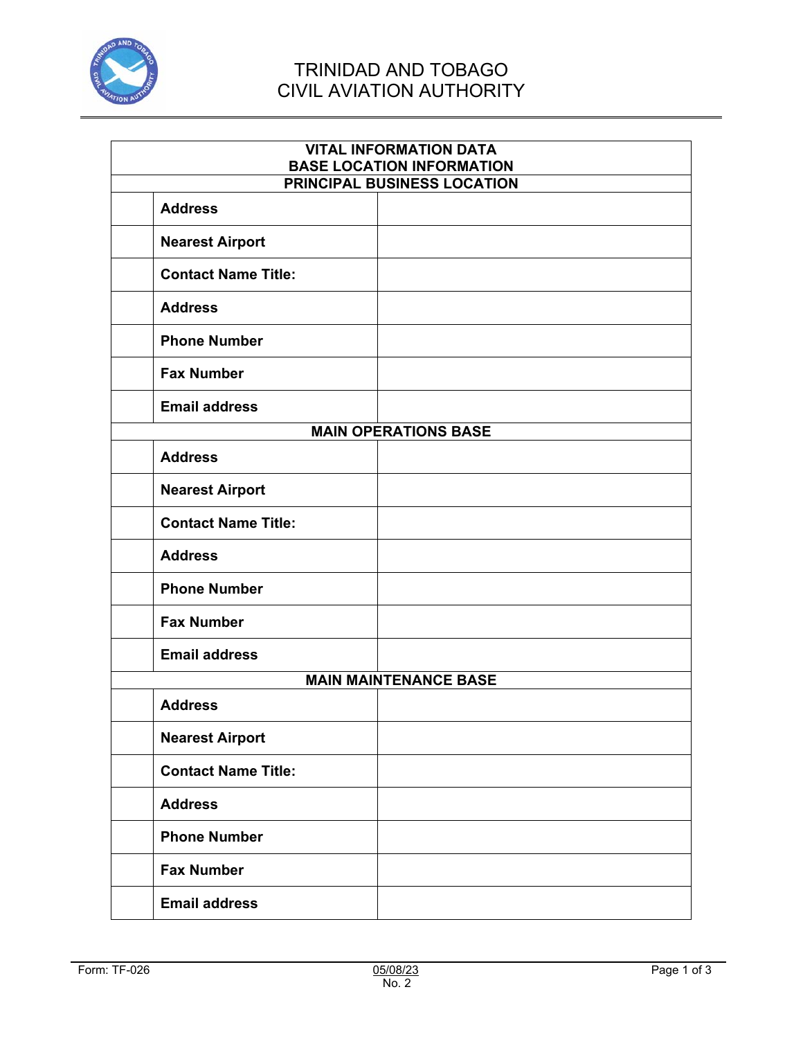# TRINIDAD AND TOBAGO CIVIL AVIATION AUTHORITY

| VITAL INFORMATION DATA<br>BASE LOCATION INFORMATION | | |
|---|---|---|
| **PRINCIPAL BUSINESS LOCATION** | | |
| | **Address** | |
| | **Nearest Airport** | |
| | **Contact Name Title:** | |
| | **Address** | |
| | **Phone Number** | |
| | **Fax Number** | |
| | **Email address** | |
| **MAIN OPERATIONS BASE** | | |
| | **Address** | |
| | **Nearest Airport** | |
| | **Contact Name Title:** | |
| | **Address** | |
| | **Phone Number** | |
| | **Fax Number** | |
| | **Email address** | |
| **MAIN MAINTENANCE BASE** | | |
| | **Address** | |
| | **Nearest Airport** | |
| | **Contact Name Title:** | |
| | **Address** | |
| | **Phone Number** | |
| | **Fax Number** | |
| | **Email address** | |

Form: TF-026 05/08/23 No. 2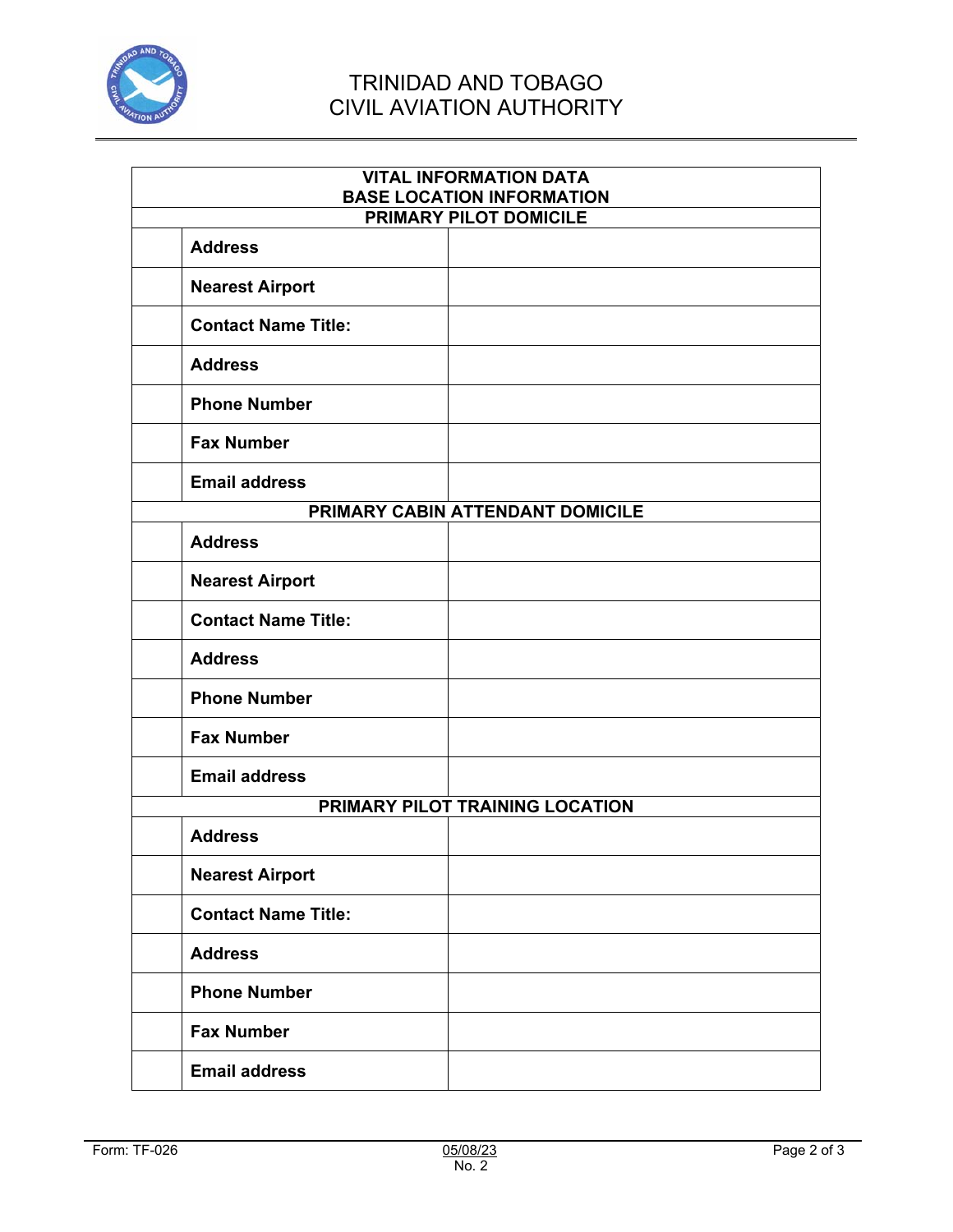TRINIDAD AND TOBAGO
CIVIL AVIATION AUTHORITY

| VITAL INFORMATION DATA<br>BASE LOCATION INFORMATION | | |
|---|---|---|
| **PRIMARY PILOT DOMICILE** | | |
| | **Address** | |
| | **Nearest Airport** | |
| | **Contact Name Title:** | |
| | **Address** | |
| | **Phone Number** | |
| | **Fax Number** | |
| | **Email address** | |
| **PRIMARY CABIN ATTENDANT DOMICILE** | | |
| | **Address** | |
| | **Nearest Airport** | |
| | **Contact Name Title:** | |
| | **Address** | |
| | **Phone Number** | |
| | **Fax Number** | |
| | **Email address** | |
| **PRIMARY PILOT TRAINING LOCATION** | | |
| | **Address** | |
| | **Nearest Airport** | |
| | **Contact Name Title:** | |
| | **Address** | |
| | **Phone Number** | |
| | **Fax Number** | |
| | **Email address** | |

Form: TF-026 05/08/23 No. 2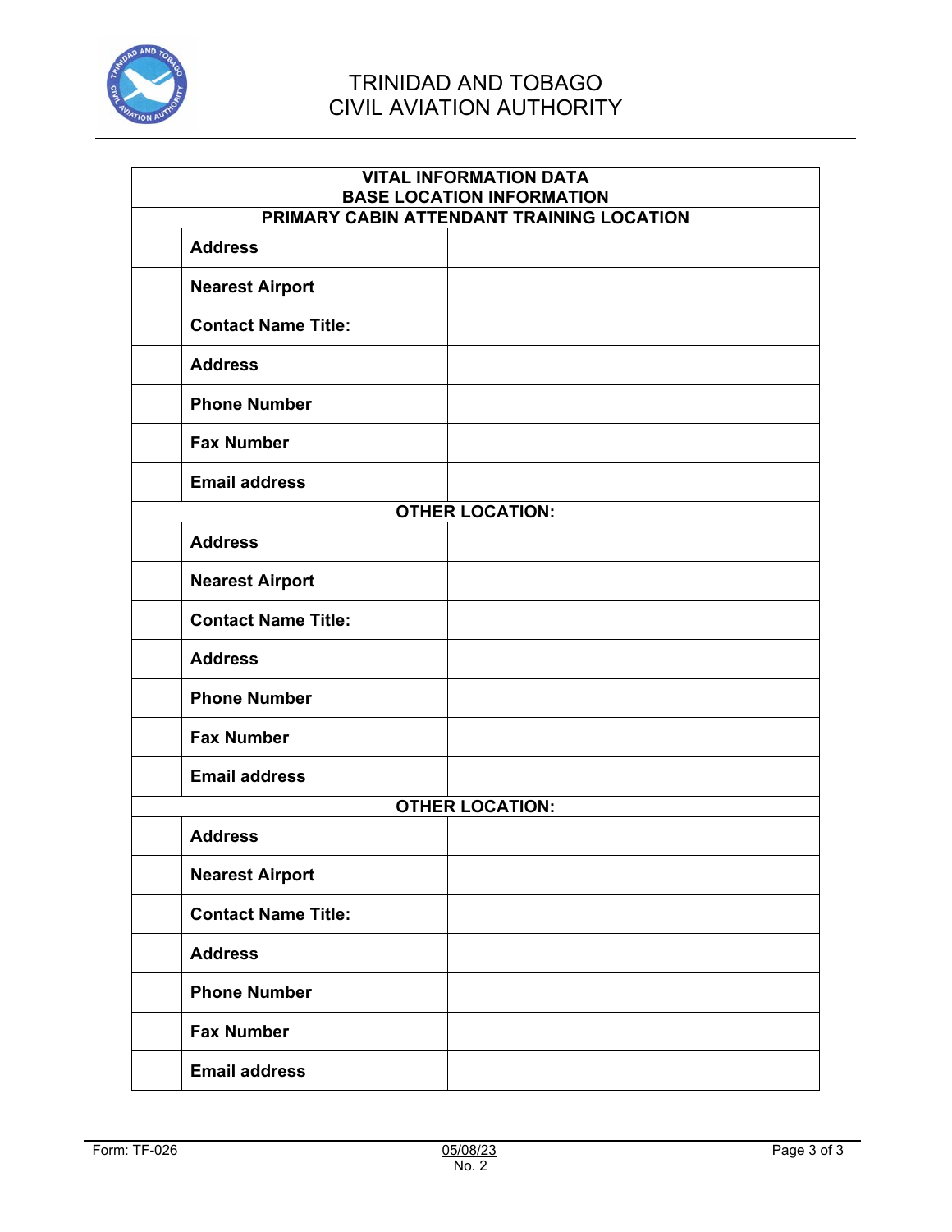TRINIDAD AND TOBAGO
CIVIL AVIATION AUTHORITY

| | | |
|---|---|---|
| **VITAL INFORMATION DATA**<br>**BASE LOCATION INFORMATION** | | |
| **PRIMARY CABIN ATTENDANT TRAINING LOCATION** | | |
| | **Address** | |
| | **Nearest Airport** | |
| | **Contact Name Title:** | |
| | **Address** | |
| | **Phone Number** | |
| | **Fax Number** | |
| | **Email address** | |
| **OTHER LOCATION:** | | |
| | **Address** | |
| | **Nearest Airport** | |
| | **Contact Name Title:** | |
| | **Address** | |
| | **Phone Number** | |
| | **Fax Number** | |
| | **Email address** | |
| **OTHER LOCATION:** | | |
| | **Address** | |
| | **Nearest Airport** | |
| | **Contact Name Title:** | |
| | **Address** | |
| | **Phone Number** | |
| | **Fax Number** | |
| | **Email address** | |

Form: TF-026 05/08/23 No. 2